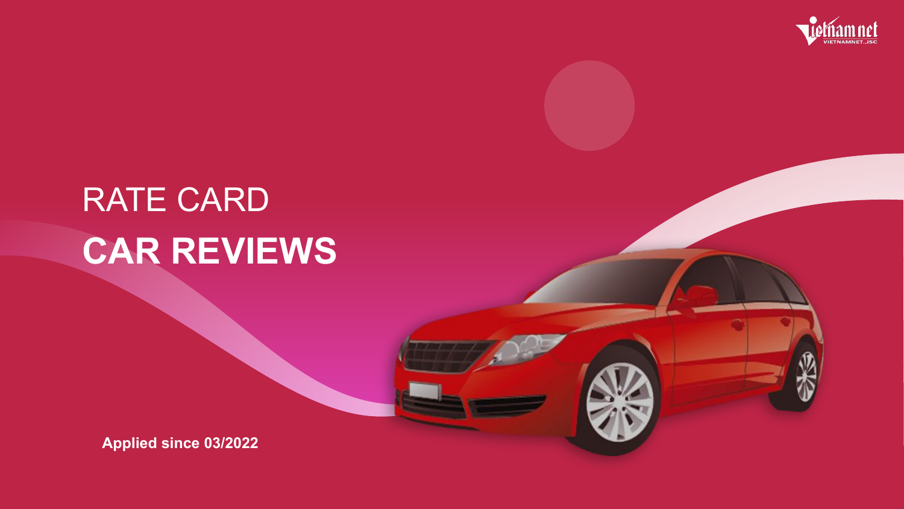# RATE CARD

# CAR REVIEWS

**Applied since 03/2022**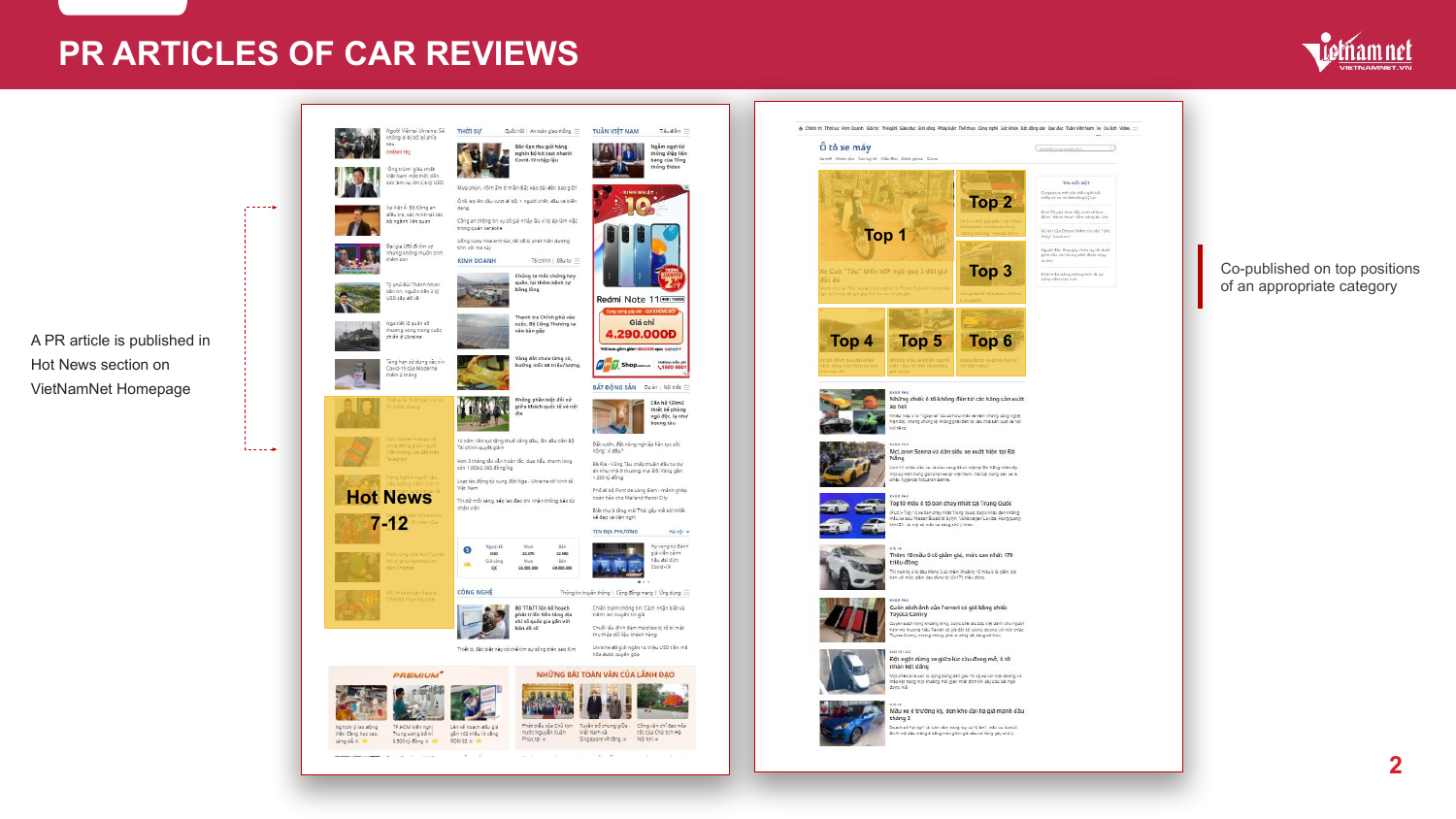# PR ARTICLES OF CAR REVIEWS

A PR article is published in Hot News section on VietNamNet Homepage

Hot News
7-12

Top 1

Top 2

Top 3

Top 4

Top 5

Top 6

Co-published on top positions of an appropriate category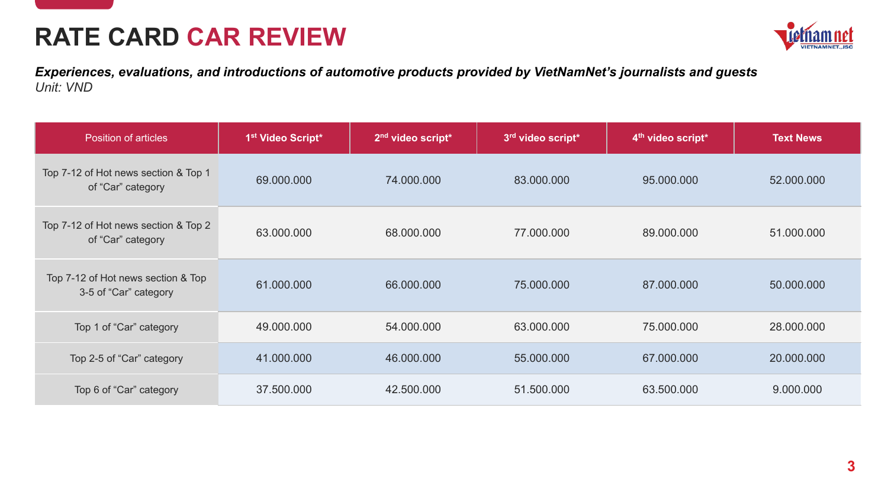# RATE CARD CAR REVIEW

***Experiences, evaluations, and introductions of automotive products provided by VietNamNet's journalists and guests***
*Unit: VND*

| Position of articles | 1st Video Script* | 2nd video script* | 3rd video script* | 4th video script* | Text News |
|---|---|---|---|---|---|
| Top 7-12 of Hot news section & Top 1 of "Car" category | 69.000.000 | 74.000.000 | 83.000.000 | 95.000.000 | 52.000.000 |
| Top 7-12 of Hot news section & Top 2 of "Car" category | 63.000.000 | 68.000.000 | 77.000.000 | 89.000.000 | 51.000.000 |
| Top 7-12 of Hot news section & Top 3-5 of "Car" category | 61.000.000 | 66.000.000 | 75.000.000 | 87.000.000 | 50.000.000 |
| Top 1 of "Car" category | 49.000.000 | 54.000.000 | 63.000.000 | 75.000.000 | 28.000.000 |
| Top 2-5 of "Car" category | 41.000.000 | 46.000.000 | 55.000.000 | 67.000.000 | 20.000.000 |
| Top 6 of "Car" category | 37.500.000 | 42.500.000 | 51.500.000 | 63.500.000 | 9.000.000 |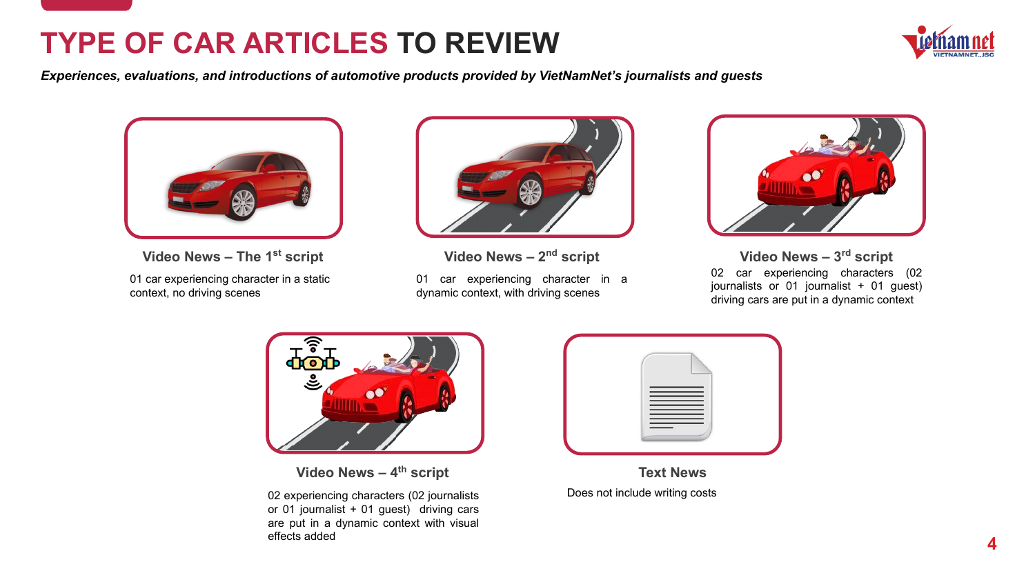# TYPE OF CAR ARTICLES TO REVIEW

*Experiences, evaluations, and introductions of automotive products provided by VietNamNet's journalists and guests*

### Video News – The 1st script

01 car experiencing character in a static context, no driving scenes

### Video News – 2nd script

01 car experiencing character in a dynamic context, with driving scenes

### Video News – 3rd script

02 car experiencing characters (02 journalists or 01 journalist + 01 guest) driving cars are put in a dynamic context

### Video News – 4th script

02 experiencing characters (02 journalists or 01 journalist + 01 guest) driving cars are put in a dynamic context with visual effects added

### Text News

Does not include writing costs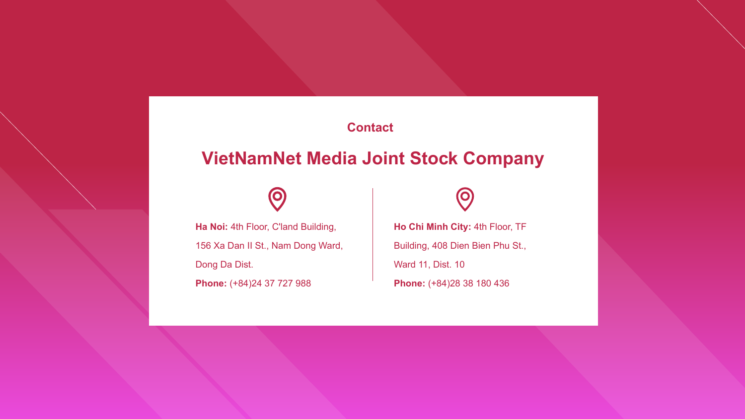## Contact

# VietNamNet Media Joint Stock Company

**Ha Noi:** 4th Floor, C'land Building, 156 Xa Dan II St., Nam Dong Ward, Dong Da Dist.

**Phone:** (+84)24 37 727 988

**Ho Chi Minh City:** 4th Floor, TF Building, 408 Dien Bien Phu St., Ward 11, Dist. 10

**Phone:** (+84)28 38 180 436